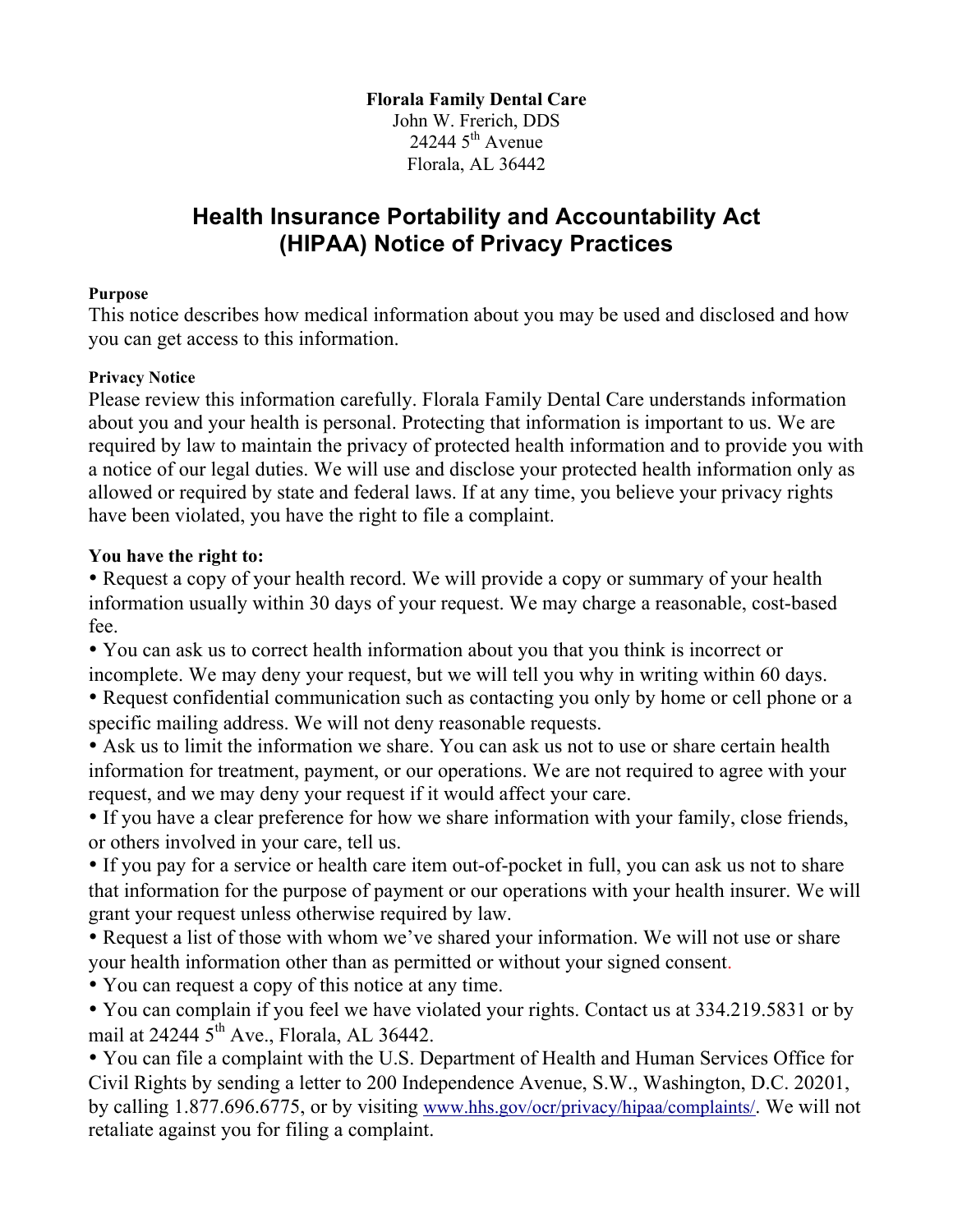**Florala Family Dental Care**
John W. Frerich, DDS
24244 5th Avenue
Florala, AL 36442

# Health Insurance Portability and Accountability Act (HIPAA) Notice of Privacy Practices

**Purpose**

This notice describes how medical information about you may be used and disclosed and how you can get access to this information.

**Privacy Notice**

Please review this information carefully. Florala Family Dental Care understands information about you and your health is personal. Protecting that information is important to us. We are required by law to maintain the privacy of protected health information and to provide you with a notice of our legal duties. We will use and disclose your protected health information only as allowed or required by state and federal laws. If at any time, you believe your privacy rights have been violated, you have the right to file a complaint.

**You have the right to:**

- Request a copy of your health record. We will provide a copy or summary of your health information usually within 30 days of your request. We may charge a reasonable, cost-based fee.
- You can ask us to correct health information about you that you think is incorrect or incomplete. We may deny your request, but we will tell you why in writing within 60 days.
- Request confidential communication such as contacting you only by home or cell phone or a specific mailing address. We will not deny reasonable requests.
- Ask us to limit the information we share. You can ask us not to use or share certain health information for treatment, payment, or our operations. We are not required to agree with your request, and we may deny your request if it would affect your care.
- If you have a clear preference for how we share information with your family, close friends, or others involved in your care, tell us.
- If you pay for a service or health care item out-of-pocket in full, you can ask us not to share that information for the purpose of payment or our operations with your health insurer. We will grant your request unless otherwise required by law.
- Request a list of those with whom we've shared your information. We will not use or share your health information other than as permitted or without your signed consent.
- You can request a copy of this notice at any time.
- You can complain if you feel we have violated your rights. Contact us at 334.219.5831 or by mail at 24244 5th Ave., Florala, AL 36442.
- You can file a complaint with the U.S. Department of Health and Human Services Office for Civil Rights by sending a letter to 200 Independence Avenue, S.W., Washington, D.C. 20201, by calling 1.877.696.6775, or by visiting www.hhs.gov/ocr/privacy/hipaa/complaints/. We will not retaliate against you for filing a complaint.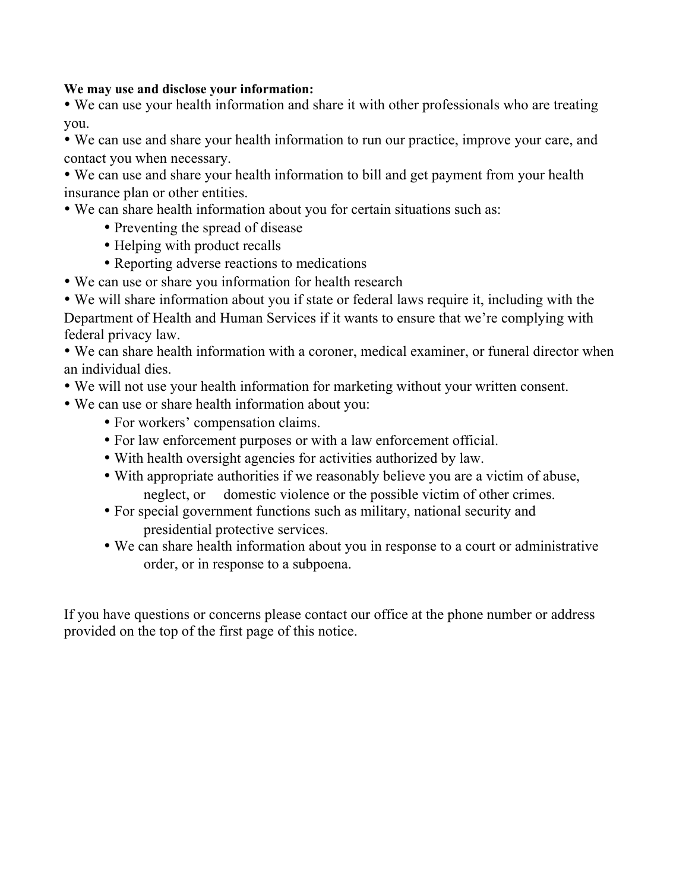**We may use and disclose your information:**

- We can use your health information and share it with other professionals who are treating you.
- We can use and share your health information to run our practice, improve your care, and contact you when necessary.
- We can use and share your health information to bill and get payment from your health insurance plan or other entities.
- We can share health information about you for certain situations such as:
  - Preventing the spread of disease
  - Helping with product recalls
  - Reporting adverse reactions to medications
- We can use or share you information for health research
- We will share information about you if state or federal laws require it, including with the Department of Health and Human Services if it wants to ensure that we're complying with federal privacy law.
- We can share health information with a coroner, medical examiner, or funeral director when an individual dies.
- We will not use your health information for marketing without your written consent.
- We can use or share health information about you:
  - For workers' compensation claims.
  - For law enforcement purposes or with a law enforcement official.
  - With health oversight agencies for activities authorized by law.
  - With appropriate authorities if we reasonably believe you are a victim of abuse, neglect, or domestic violence or the possible victim of other crimes.
  - For special government functions such as military, national security and presidential protective services.
  - We can share health information about you in response to a court or administrative order, or in response to a subpoena.

If you have questions or concerns please contact our office at the phone number or address provided on the top of the first page of this notice.